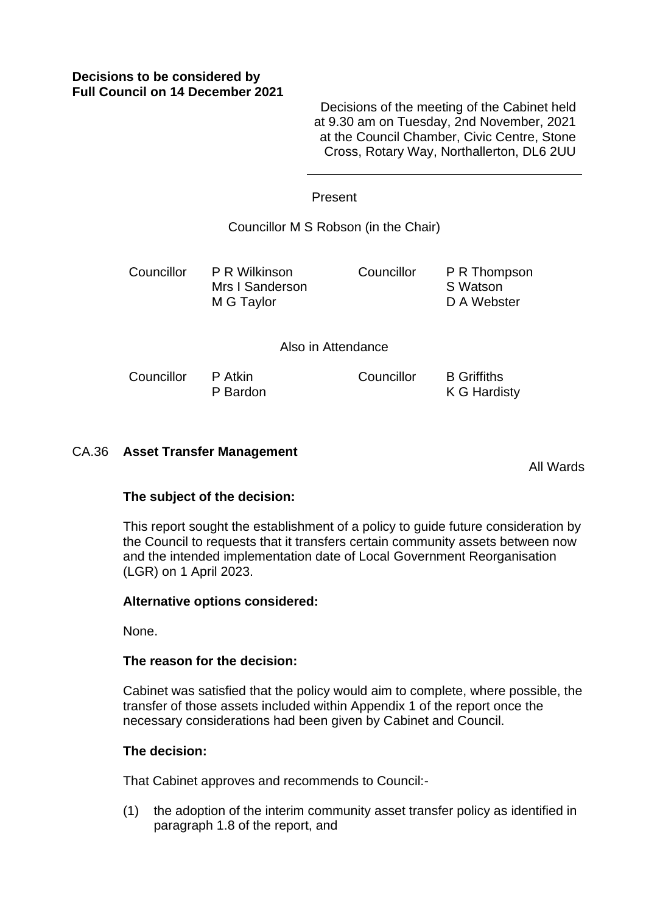**Decisions to be considered by Full Council on 14 December 2021**

Decisions of the meeting of the Cabinet held at 9.30 am on Tuesday, 2nd November, 2021 at the Council Chamber, Civic Centre, Stone Cross, Rotary Way, Northallerton, DL6 2UU

---

Present

Councillor M S Robson (in the Chair)

| | | | |
|---|---|---|---|
| Councillor | P R Wilkinson | Councillor | P R Thompson |
| | Mrs I Sanderson | | S Watson |
| | M G Taylor | | D A Webster |

Also in Attendance

| | | | |
|---|---|---|---|
| Councillor | P Atkin | Councillor | B Griffiths |
| | P Bardon | | K G Hardisty |

CA.36 **Asset Transfer Management**

All Wards

**The subject of the decision:**

This report sought the establishment of a policy to guide future consideration by the Council to requests that it transfers certain community assets between now and the intended implementation date of Local Government Reorganisation (LGR) on 1 April 2023.

**Alternative options considered:**

None.

**The reason for the decision:**

Cabinet was satisfied that the policy would aim to complete, where possible, the transfer of those assets included within Appendix 1 of the report once the necessary considerations had been given by Cabinet and Council.

**The decision:**

That Cabinet approves and recommends to Council:-

(1) the adoption of the interim community asset transfer policy as identified in paragraph 1.8 of the report, and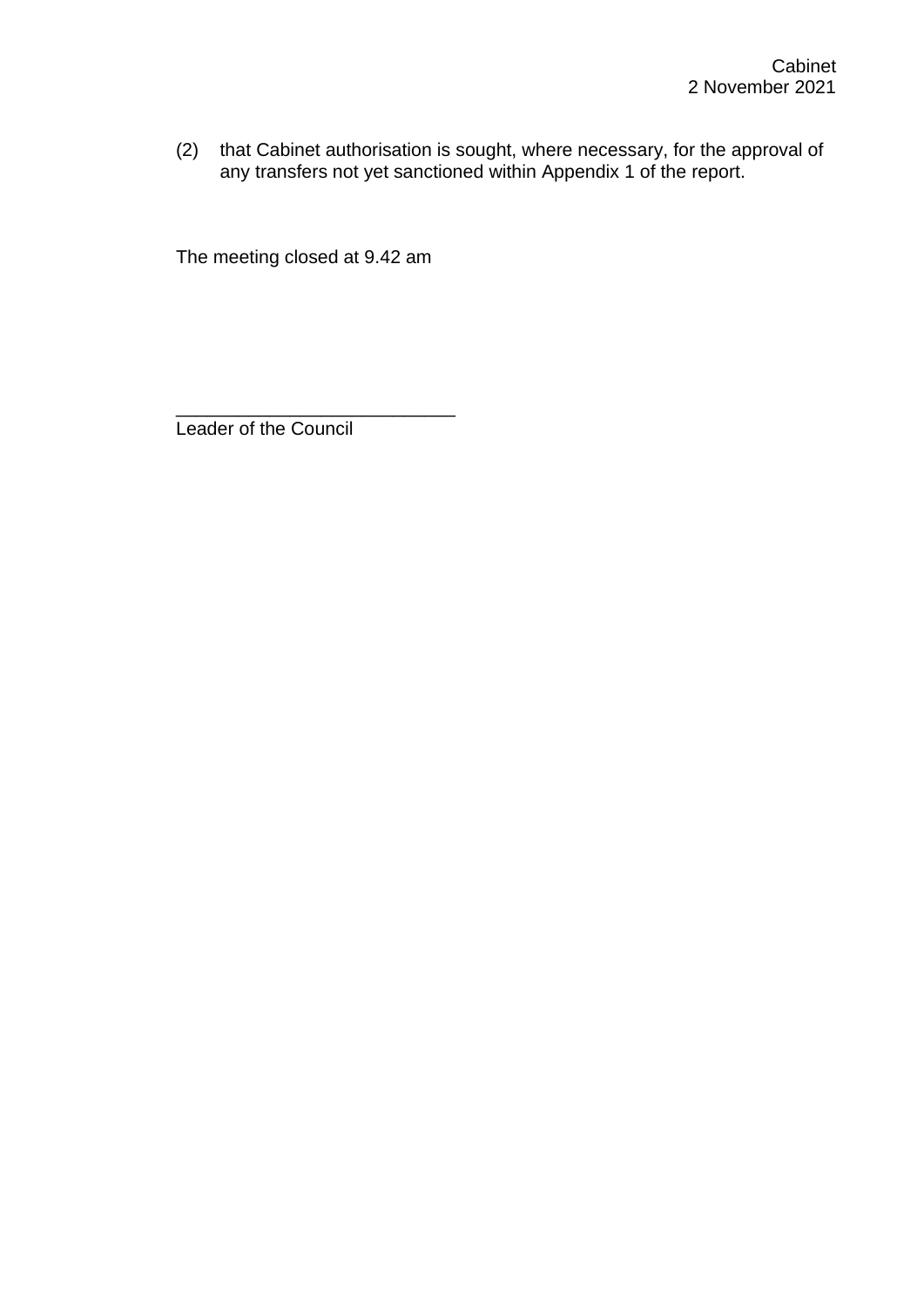(2) that Cabinet authorisation is sought, where necessary, for the approval of any transfers not yet sanctioned within Appendix 1 of the report.

The meeting closed at 9.42 am

___________________________

Leader of the Council